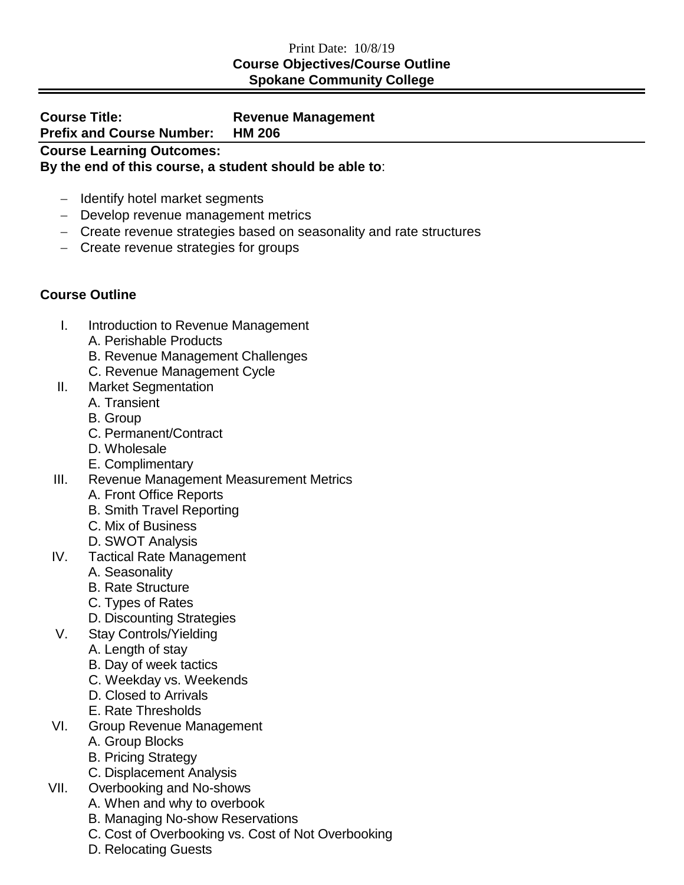Print Date: 10/8/19

**Course Objectives/Course Outline**
**Spokane Community College**

---

**Course Title:** **Revenue Management**
**Prefix and Course Number:** **HM 206**

**Course Learning Outcomes:**
**By the end of this course, a student should be able to**:

- Identify hotel market segments
- Develop revenue management metrics
- Create revenue strategies based on seasonality and rate structures
- Create revenue strategies for groups

**Course Outline**

I. Introduction to Revenue Management
   A. Perishable Products
   B. Revenue Management Challenges
   C. Revenue Management Cycle

II. Market Segmentation
   A. Transient
   B. Group
   C. Permanent/Contract
   D. Wholesale
   E. Complimentary

III. Revenue Management Measurement Metrics
   A. Front Office Reports
   B. Smith Travel Reporting
   C. Mix of Business
   D. SWOT Analysis

IV. Tactical Rate Management
   A. Seasonality
   B. Rate Structure
   C. Types of Rates
   D. Discounting Strategies

V. Stay Controls/Yielding
   A. Length of stay
   B. Day of week tactics
   C. Weekday vs. Weekends
   D. Closed to Arrivals
   E. Rate Thresholds

VI. Group Revenue Management
   A. Group Blocks
   B. Pricing Strategy
   C. Displacement Analysis

VII. Overbooking and No-shows
   A. When and why to overbook
   B. Managing No-show Reservations
   C. Cost of Overbooking vs. Cost of Not Overbooking
   D. Relocating Guests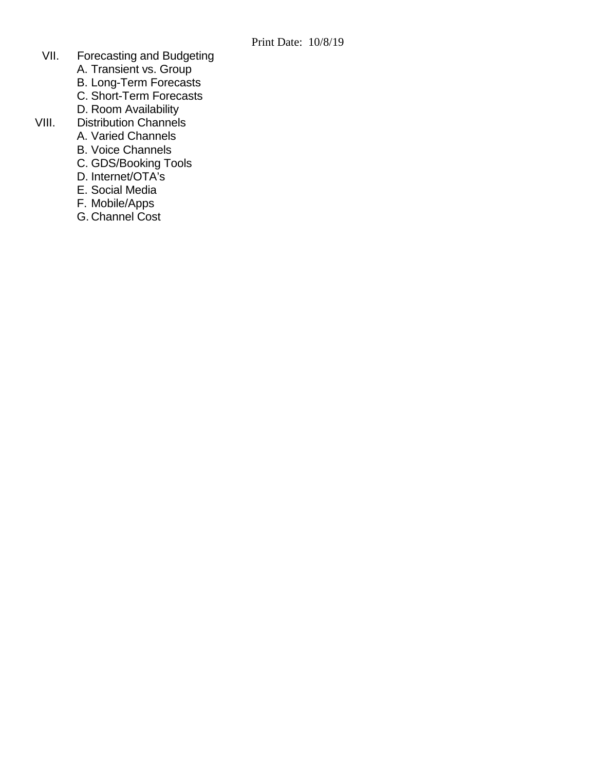Print Date: 10/8/19

VII. Forecasting and Budgeting
   - A. Transient vs. Group
   - B. Long-Term Forecasts
   - C. Short-Term Forecasts
   - D. Room Availability

VIII. Distribution Channels
   - A. Varied Channels
   - B. Voice Channels
   - C. GDS/Booking Tools
   - D. Internet/OTA's
   - E. Social Media
   - F. Mobile/Apps
   - G. Channel Cost